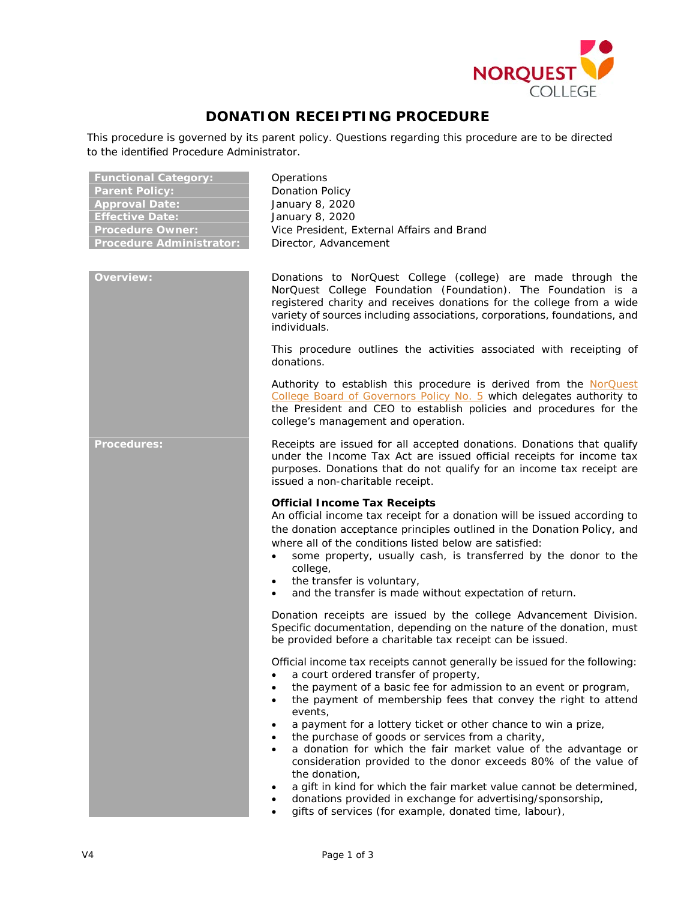# DONATION RECEIPTING PROCEDURE

This procedure is governed by its parent policy. Questions regarding this procedure are to be directed to the identified Procedure Administrator.

| | |
|---|---|
| **Functional Category:** | Operations |
| **Parent Policy:** | Donation Policy |
| **Approval Date:** | January 8, 2020 |
| **Effective Date:** | January 8, 2020 |
| **Procedure Owner:** | Vice President, External Affairs and Brand |
| **Procedure Administrator:** | Director, Advancement |

## Overview:

Donations to NorQuest College (college) are made through the NorQuest College Foundation (Foundation). The Foundation is a registered charity and receives donations for the college from a wide variety of sources including associations, corporations, foundations, and individuals.

This procedure outlines the activities associated with receipting of donations.

Authority to establish this procedure is derived from the NorQuest College Board of Governors Policy No. 5 which delegates authority to the President and CEO to establish policies and procedures for the college's management and operation.

## Procedures:

Receipts are issued for all accepted donations. Donations that qualify under the Income Tax Act are issued official receipts for income tax purposes. Donations that do not qualify for an income tax receipt are issued a non-charitable receipt.

**Official Income Tax Receipts**

An official income tax receipt for a donation will be issued according to the donation acceptance principles outlined in the Donation Policy, and where all of the conditions listed below are satisfied:

- some property, usually cash, is transferred by the donor to the college,
- the transfer is voluntary,
- and the transfer is made without expectation of return.

Donation receipts are issued by the college Advancement Division. Specific documentation, depending on the nature of the donation, must be provided before a charitable tax receipt can be issued.

Official income tax receipts cannot generally be issued for the following:

- a court ordered transfer of property,
- the payment of a basic fee for admission to an event or program,
- the payment of membership fees that convey the right to attend events,
- a payment for a lottery ticket or other chance to win a prize,
- the purchase of goods or services from a charity,
- a donation for which the fair market value of the advantage or consideration provided to the donor exceeds 80% of the value of the donation,
- a gift in kind for which the fair market value cannot be determined,
- donations provided in exchange for advertising/sponsorship,
- gifts of services (for example, donated time, labour),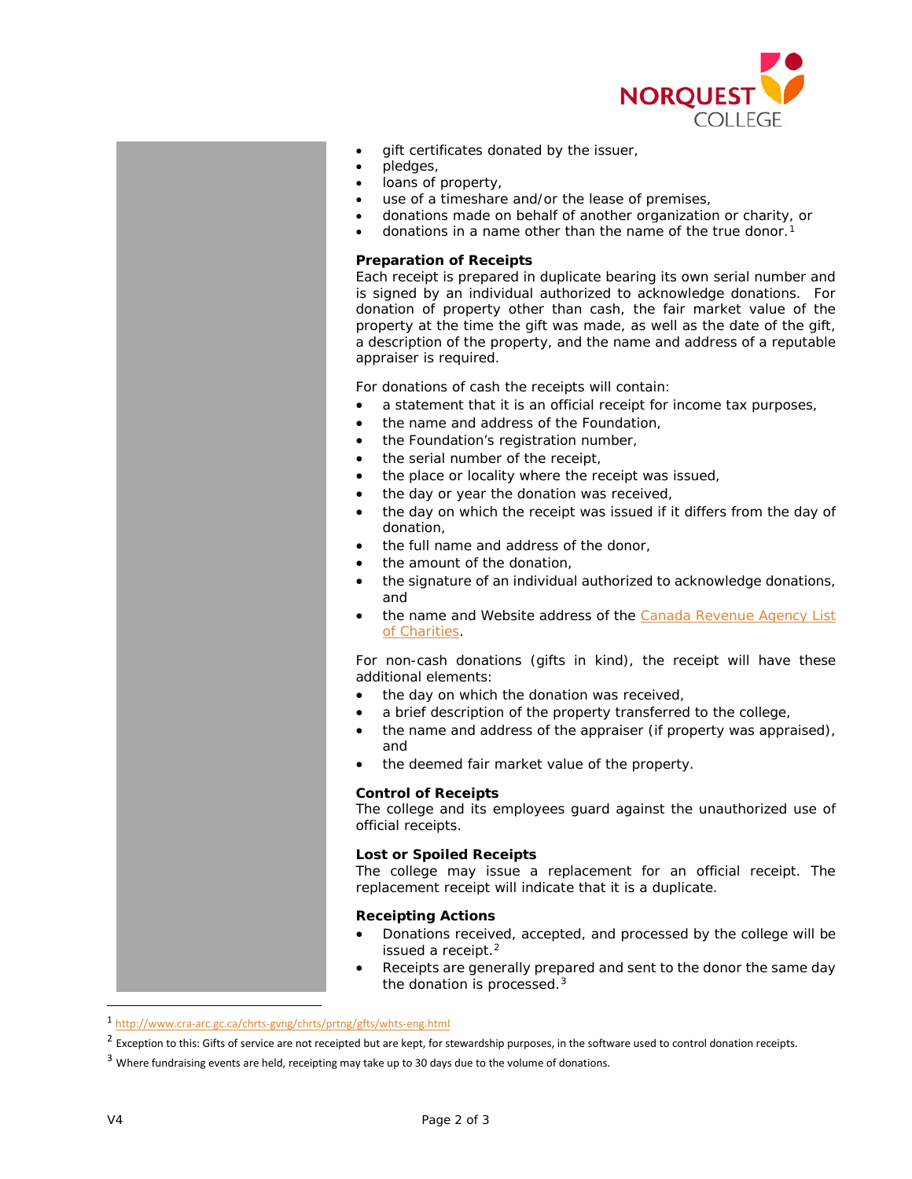- gift certificates donated by the issuer,
- pledges,
- loans of property,
- use of a timeshare and/or the lease of premises,
- donations made on behalf of another organization or charity, or
- donations in a name other than the name of the true donor.[1]

**Preparation of Receipts**

Each receipt is prepared in duplicate bearing its own serial number and is signed by an individual authorized to acknowledge donations. For donation of property other than cash, the fair market value of the property at the time the gift was made, as well as the date of the gift, a description of the property, and the name and address of a reputable appraiser is required.

For donations of cash the receipts will contain:

- a statement that it is an official receipt for income tax purposes,
- the name and address of the Foundation,
- the Foundation's registration number,
- the serial number of the receipt,
- the place or locality where the receipt was issued,
- the day or year the donation was received,
- the day on which the receipt was issued if it differs from the day of donation,
- the full name and address of the donor,
- the amount of the donation,
- the signature of an individual authorized to acknowledge donations, and
- the name and Website address of the Canada Revenue Agency List of Charities.

For non-cash donations (gifts in kind), the receipt will have these additional elements:

- the day on which the donation was received,
- a brief description of the property transferred to the college,
- the name and address of the appraiser (if property was appraised), and
- the deemed fair market value of the property.

**Control of Receipts**

The college and its employees guard against the unauthorized use of official receipts.

**Lost or Spoiled Receipts**

The college may issue a replacement for an official receipt. The replacement receipt will indicate that it is a duplicate.

**Receipting Actions**

- Donations received, accepted, and processed by the college will be issued a receipt.[2]
- Receipts are generally prepared and sent to the donor the same day the donation is processed.[3]

---

[1] http://www.cra-arc.gc.ca/chrts-gvng/chrts/prtng/gfts/whts-eng.html

[2] Exception to this: Gifts of service are not receipted but are kept, for stewardship purposes, in the software used to control donation receipts.

[3] Where fundraising events are held, receipting may take up to 30 days due to the volume of donations.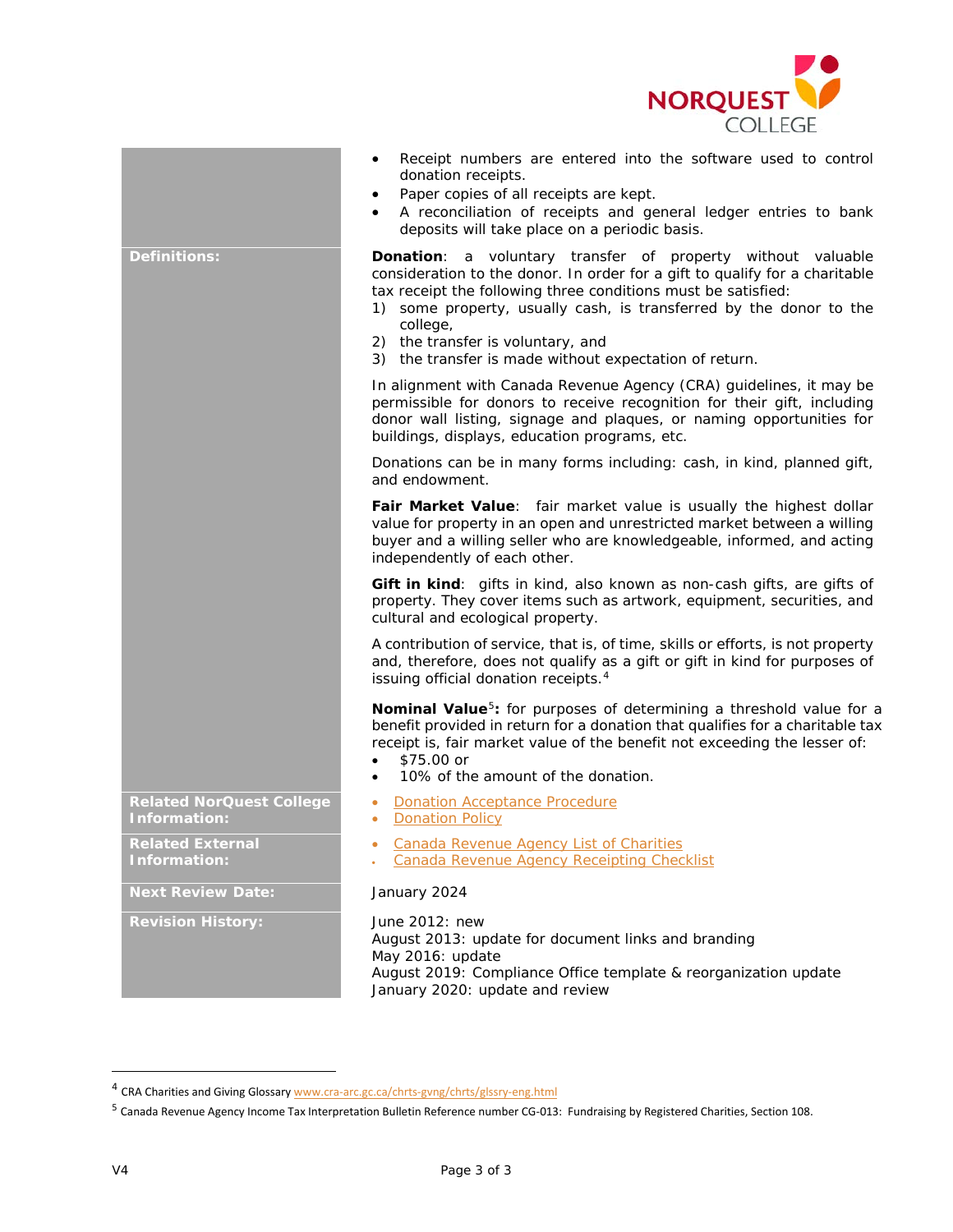| | |
|---|---|
| | • Receipt numbers are entered into the software used to control donation receipts.<br>• Paper copies of all receipts are kept.<br>• A reconciliation of receipts and general ledger entries to bank deposits will take place on a periodic basis. |
| **Definitions:** | **Donation**: a voluntary transfer of property without valuable consideration to the donor. In order for a gift to qualify for a charitable tax receipt the following three conditions must be satisfied:<br>1) some property, usually cash, is transferred by the donor to the college,<br>2) the transfer is voluntary, and<br>3) the transfer is made without expectation of return.<br><br>In alignment with Canada Revenue Agency (CRA) guidelines, it may be permissible for donors to receive recognition for their gift, including donor wall listing, signage and plaques, or naming opportunities for buildings, displays, education programs, etc.<br><br>Donations can be in many forms including: cash, in kind, planned gift, and endowment.<br><br>**Fair Market Value**: fair market value is usually the highest dollar value for property in an open and unrestricted market between a willing buyer and a willing seller who are knowledgeable, informed, and acting independently of each other.<br><br>**Gift in kind**: gifts in kind, also known as non-cash gifts, are gifts of property. They cover items such as artwork, equipment, securities, and cultural and ecological property.<br><br>A contribution of service, that is, of time, skills or efforts, is not property and, therefore, does not qualify as a gift or gift in kind for purposes of issuing official donation receipts.[4]<br><br>**Nominal Value[5]:** for purposes of determining a threshold value for a benefit provided in return for a donation that qualifies for a charitable tax receipt is, fair market value of the benefit not exceeding the lesser of:<br>• $75.00 or<br>• 10% of the amount of the donation. |
| **Related NorQuest College Information:** | • Donation Acceptance Procedure<br>• Donation Policy |
| **Related External Information:** | • Canada Revenue Agency List of Charities<br>• Canada Revenue Agency Receipting Checklist |
| **Next Review Date:** | January 2024 |
| **Revision History:** | June 2012: new<br>August 2013: update for document links and branding<br>May 2016: update<br>August 2019: Compliance Office template & reorganization update<br>January 2020: update and review |

[4] CRA Charities and Giving Glossary www.cra-arc.gc.ca/chrts-gvng/chrts/glssry-eng.html

[5] Canada Revenue Agency Income Tax Interpretation Bulletin Reference number CG-013: Fundraising by Registered Charities, Section 108.

V4